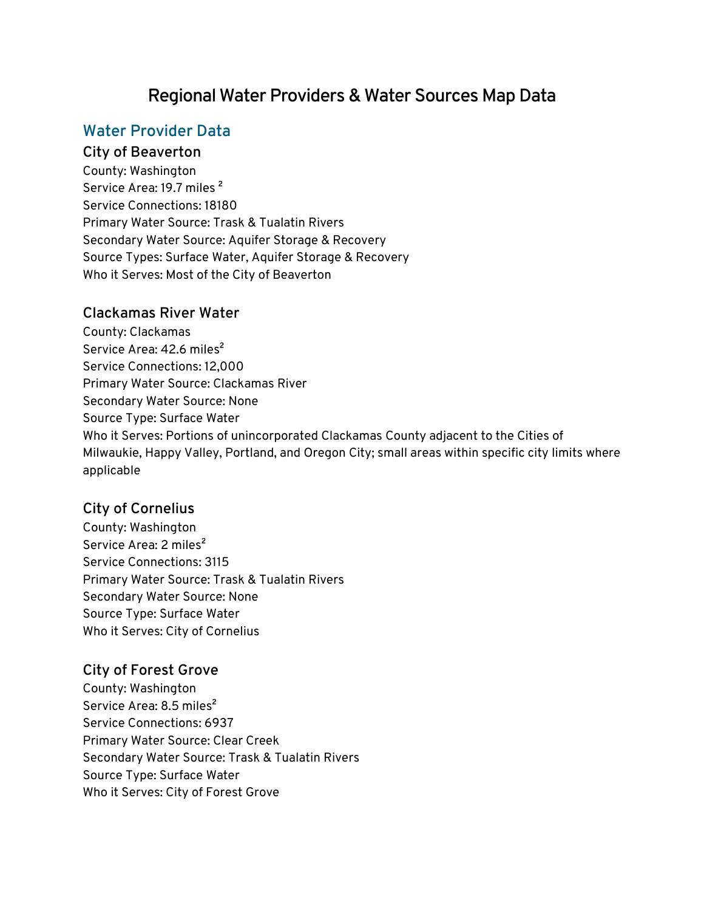# Regional Water Providers & Water Sources Map Data

## Water Provider Data

### City of Beaverton

County: Washington
Service Area: 19.7 miles $^2$
Service Connections: 18180
Primary Water Source: Trask & Tualatin Rivers
Secondary Water Source: Aquifer Storage & Recovery
Source Types: Surface Water, Aquifer Storage & Recovery
Who it Serves: Most of the City of Beaverton

### Clackamas River Water

County: Clackamas
Service Area: 42.6 miles$^2$
Service Connections: 12,000
Primary Water Source: Clackamas River
Secondary Water Source: None
Source Type: Surface Water
Who it Serves: Portions of unincorporated Clackamas County adjacent to the Cities of Milwaukie, Happy Valley, Portland, and Oregon City; small areas within specific city limits where applicable

### City of Cornelius

County: Washington
Service Area: 2 miles$^2$
Service Connections: 3115
Primary Water Source: Trask & Tualatin Rivers
Secondary Water Source: None
Source Type: Surface Water
Who it Serves: City of Cornelius

### City of Forest Grove

County: Washington
Service Area: 8.5 miles$^2$
Service Connections: 6937
Primary Water Source: Clear Creek
Secondary Water Source: Trask & Tualatin Rivers
Source Type: Surface Water
Who it Serves: City of Forest Grove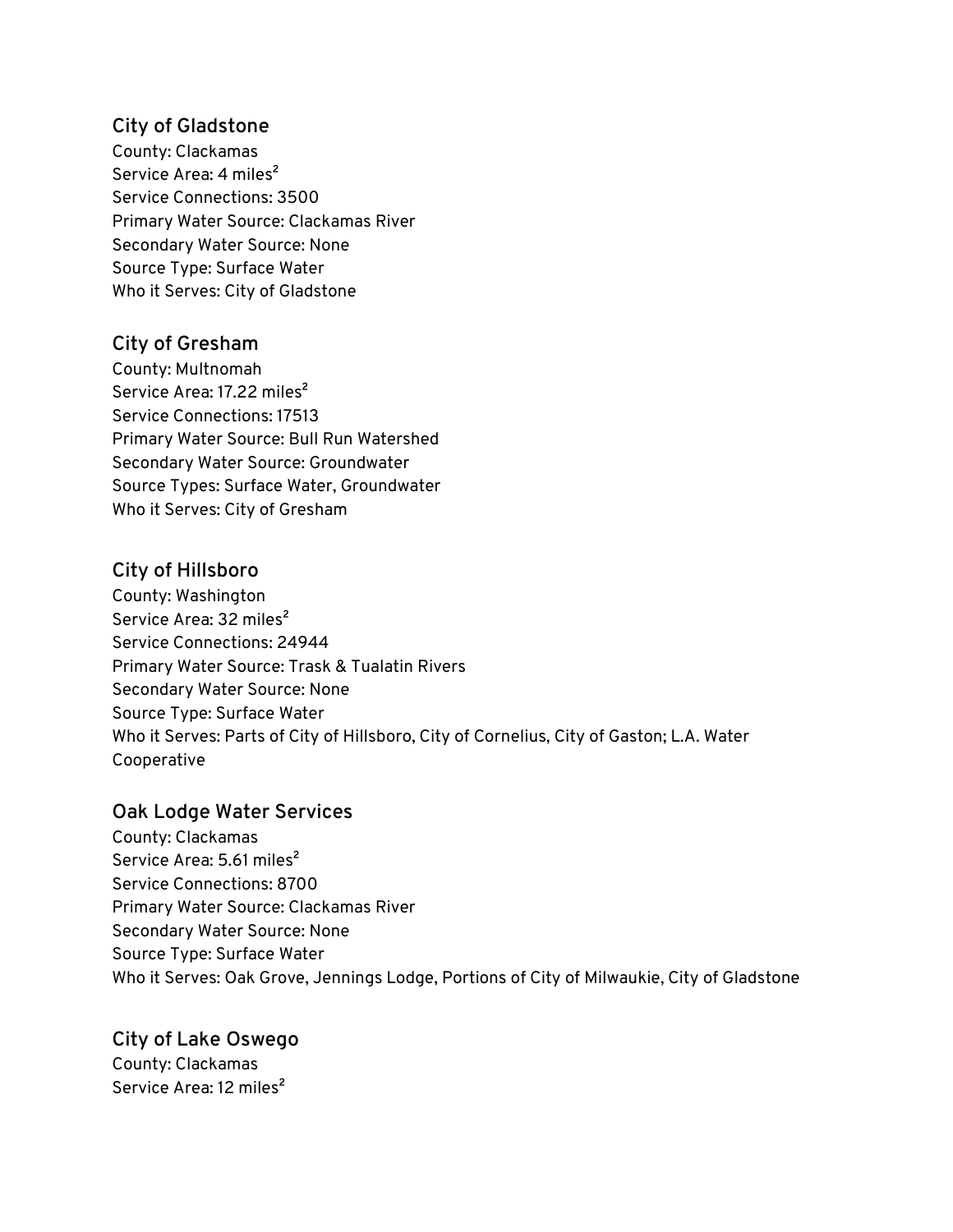### City of Gladstone

County: Clackamas
Service Area: 4 miles²
Service Connections: 3500
Primary Water Source: Clackamas River
Secondary Water Source: None
Source Type: Surface Water
Who it Serves: City of Gladstone

### City of Gresham

County: Multnomah
Service Area: 17.22 miles²
Service Connections: 17513
Primary Water Source: Bull Run Watershed
Secondary Water Source: Groundwater
Source Types: Surface Water, Groundwater
Who it Serves: City of Gresham

### City of Hillsboro

County: Washington
Service Area: 32 miles²
Service Connections: 24944
Primary Water Source: Trask & Tualatin Rivers
Secondary Water Source: None
Source Type: Surface Water
Who it Serves: Parts of City of Hillsboro, City of Cornelius, City of Gaston; L.A. Water Cooperative

### Oak Lodge Water Services

County: Clackamas
Service Area: 5.61 miles²
Service Connections: 8700
Primary Water Source: Clackamas River
Secondary Water Source: None
Source Type: Surface Water
Who it Serves: Oak Grove, Jennings Lodge, Portions of City of Milwaukie, City of Gladstone

### City of Lake Oswego

County: Clackamas
Service Area: 12 miles²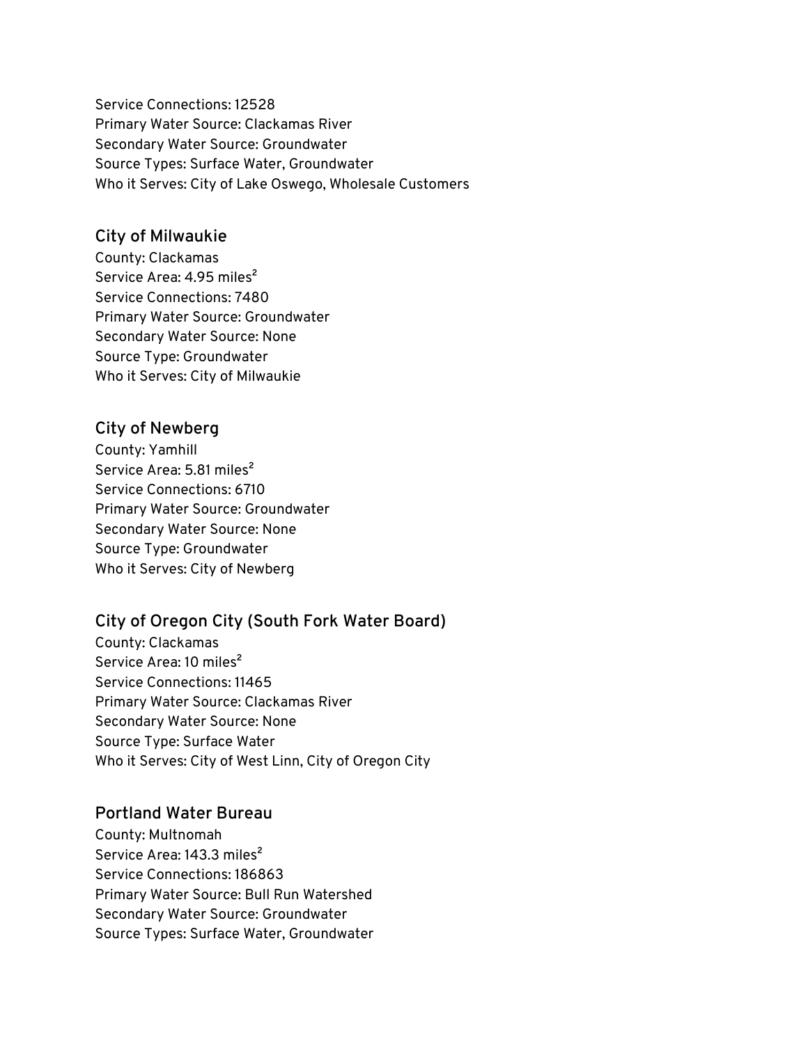Service Connections: 12528
Primary Water Source: Clackamas River
Secondary Water Source: Groundwater
Source Types: Surface Water, Groundwater
Who it Serves: City of Lake Oswego, Wholesale Customers

### City of Milwaukie

County: Clackamas
Service Area: 4.95 miles$^2$
Service Connections: 7480
Primary Water Source: Groundwater
Secondary Water Source: None
Source Type: Groundwater
Who it Serves: City of Milwaukie

### City of Newberg

County: Yamhill
Service Area: 5.81 miles$^2$
Service Connections: 6710
Primary Water Source: Groundwater
Secondary Water Source: None
Source Type: Groundwater
Who it Serves: City of Newberg

### City of Oregon City (South Fork Water Board)

County: Clackamas
Service Area: 10 miles$^2$
Service Connections: 11465
Primary Water Source: Clackamas River
Secondary Water Source: None
Source Type: Surface Water
Who it Serves: City of West Linn, City of Oregon City

### Portland Water Bureau

County: Multnomah
Service Area: 143.3 miles$^2$
Service Connections: 186863
Primary Water Source: Bull Run Watershed
Secondary Water Source: Groundwater
Source Types: Surface Water, Groundwater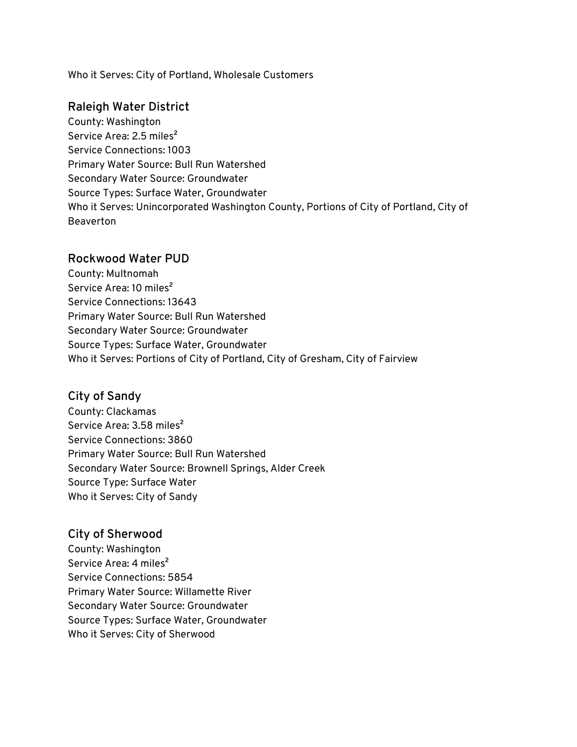Who it Serves: City of Portland, Wholesale Customers

### Raleigh Water District

County: Washington
Service Area: 2.5 miles²
Service Connections: 1003
Primary Water Source: Bull Run Watershed
Secondary Water Source: Groundwater
Source Types: Surface Water, Groundwater
Who it Serves: Unincorporated Washington County, Portions of City of Portland, City of Beaverton

### Rockwood Water PUD

County: Multnomah
Service Area: 10 miles²
Service Connections: 13643
Primary Water Source: Bull Run Watershed
Secondary Water Source: Groundwater
Source Types: Surface Water, Groundwater
Who it Serves: Portions of City of Portland, City of Gresham, City of Fairview

### City of Sandy

County: Clackamas
Service Area: 3.58 miles²
Service Connections: 3860
Primary Water Source: Bull Run Watershed
Secondary Water Source: Brownell Springs, Alder Creek
Source Type: Surface Water
Who it Serves: City of Sandy

### City of Sherwood

County: Washington
Service Area: 4 miles²
Service Connections: 5854
Primary Water Source: Willamette River
Secondary Water Source: Groundwater
Source Types: Surface Water, Groundwater
Who it Serves: City of Sherwood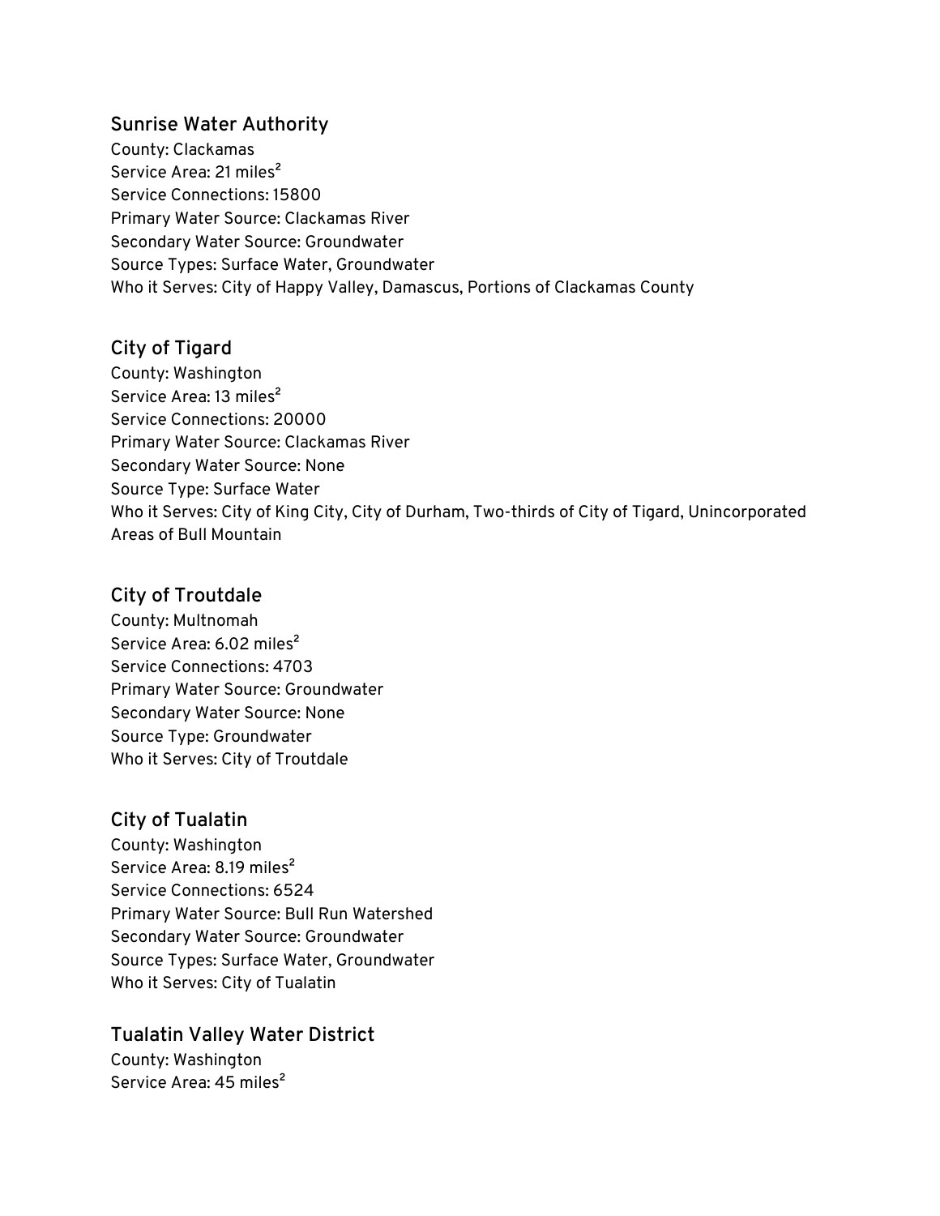### Sunrise Water Authority

County: Clackamas
Service Area: 21 miles$^2$
Service Connections: 15800
Primary Water Source: Clackamas River
Secondary Water Source: Groundwater
Source Types: Surface Water, Groundwater
Who it Serves: City of Happy Valley, Damascus, Portions of Clackamas County

### City of Tigard

County: Washington
Service Area: 13 miles$^2$
Service Connections: 20000
Primary Water Source: Clackamas River
Secondary Water Source: None
Source Type: Surface Water
Who it Serves: City of King City, City of Durham, Two-thirds of City of Tigard, Unincorporated Areas of Bull Mountain

### City of Troutdale

County: Multnomah
Service Area: 6.02 miles$^2$
Service Connections: 4703
Primary Water Source: Groundwater
Secondary Water Source: None
Source Type: Groundwater
Who it Serves: City of Troutdale

### City of Tualatin

County: Washington
Service Area: 8.19 miles$^2$
Service Connections: 6524
Primary Water Source: Bull Run Watershed
Secondary Water Source: Groundwater
Source Types: Surface Water, Groundwater
Who it Serves: City of Tualatin

### Tualatin Valley Water District

County: Washington
Service Area: 45 miles$^2$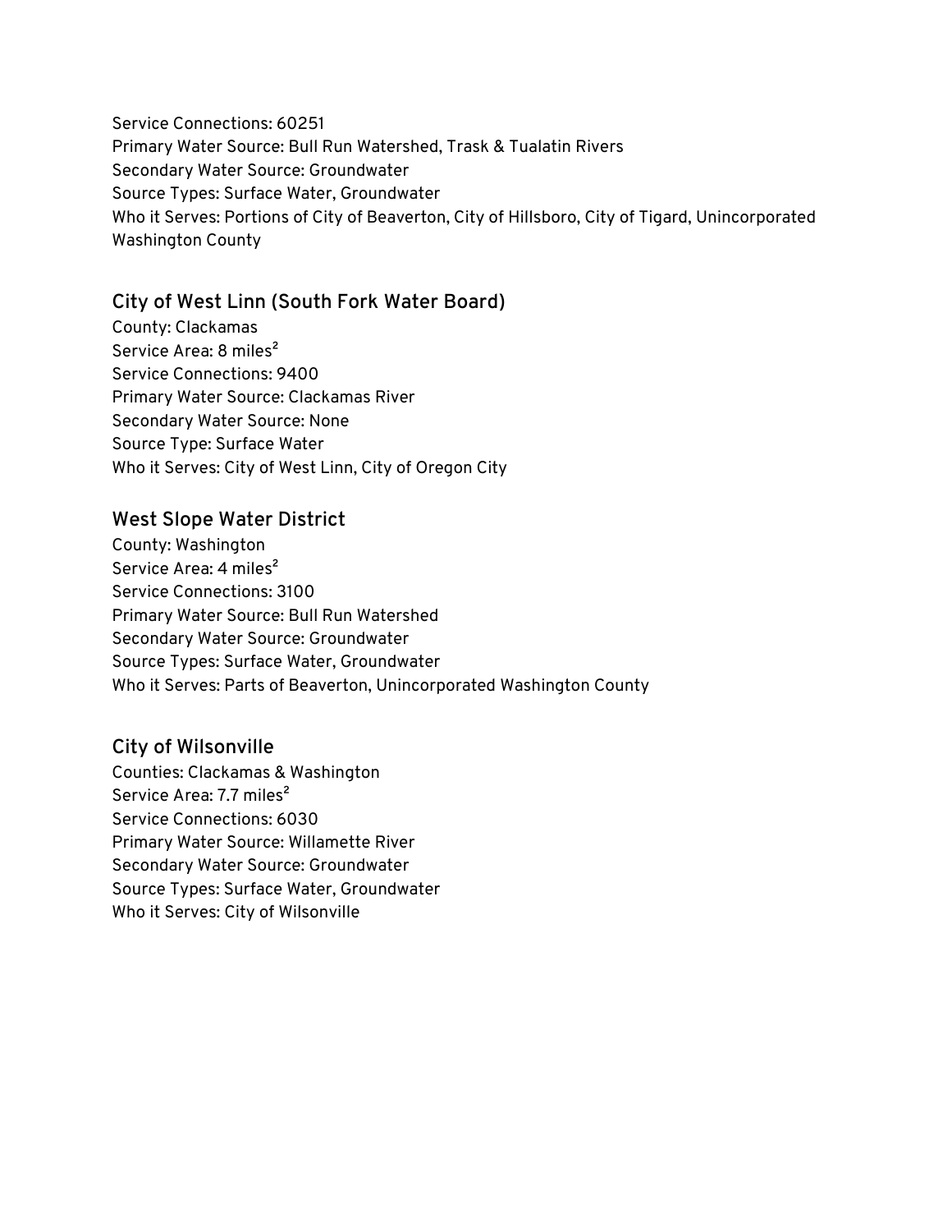Service Connections: 60251
Primary Water Source: Bull Run Watershed, Trask & Tualatin Rivers
Secondary Water Source: Groundwater
Source Types: Surface Water, Groundwater
Who it Serves: Portions of City of Beaverton, City of Hillsboro, City of Tigard, Unincorporated Washington County

## City of West Linn (South Fork Water Board)

County: Clackamas
Service Area: 8 miles²
Service Connections: 9400
Primary Water Source: Clackamas River
Secondary Water Source: None
Source Type: Surface Water
Who it Serves: City of West Linn, City of Oregon City

## West Slope Water District

County: Washington
Service Area: 4 miles²
Service Connections: 3100
Primary Water Source: Bull Run Watershed
Secondary Water Source: Groundwater
Source Types: Surface Water, Groundwater
Who it Serves: Parts of Beaverton, Unincorporated Washington County

## City of Wilsonville

Counties: Clackamas & Washington
Service Area: 7.7 miles²
Service Connections: 6030
Primary Water Source: Willamette River
Secondary Water Source: Groundwater
Source Types: Surface Water, Groundwater
Who it Serves: City of Wilsonville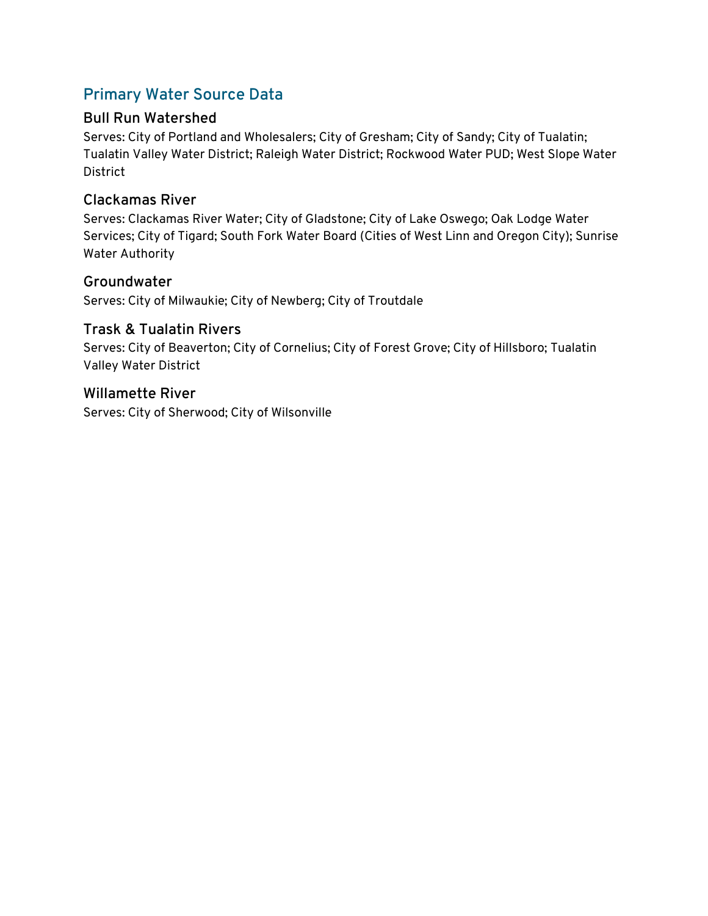## Primary Water Source Data

### Bull Run Watershed

Serves: City of Portland and Wholesalers; City of Gresham; City of Sandy; City of Tualatin; Tualatin Valley Water District; Raleigh Water District; Rockwood Water PUD; West Slope Water District

### Clackamas River

Serves: Clackamas River Water; City of Gladstone; City of Lake Oswego; Oak Lodge Water Services; City of Tigard; South Fork Water Board (Cities of West Linn and Oregon City); Sunrise Water Authority

### Groundwater

Serves: City of Milwaukie; City of Newberg; City of Troutdale

### Trask & Tualatin Rivers

Serves: City of Beaverton; City of Cornelius; City of Forest Grove; City of Hillsboro; Tualatin Valley Water District

### Willamette River

Serves: City of Sherwood; City of Wilsonville